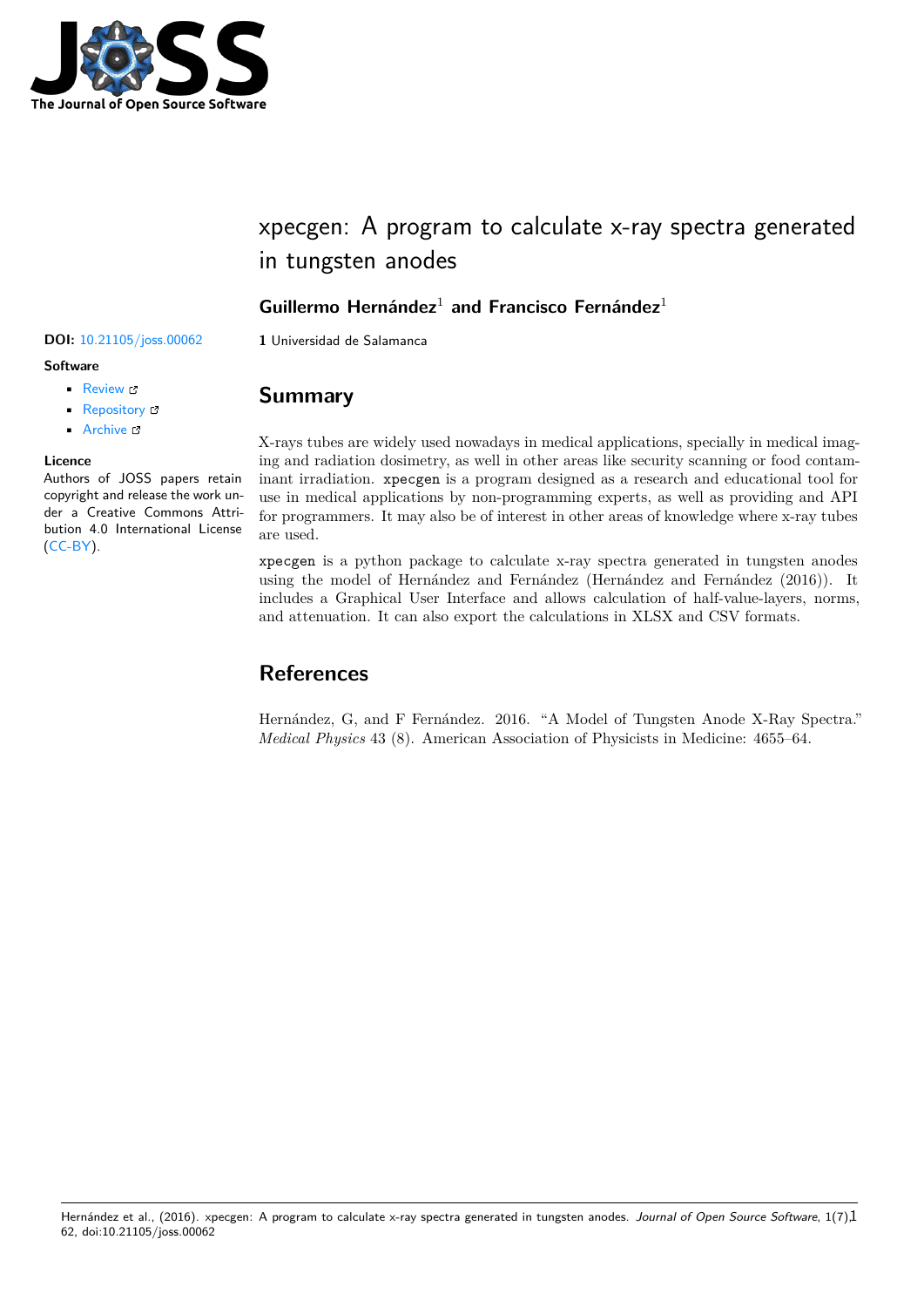# xpecgen: A program to calculate x-ray spectra generated in tungsten anodes

**Guillermo Hernández**[1] **and Francisco Fernández**[1]

**1** Universidad de Salamanca

**DOI:** 10.21105/joss.00062

**Software**

- Review
- Repository
- Archive

**Licence**

Authors of JOSS papers retain copyright and release the work under a Creative Commons Attribution 4.0 International License (CC-BY).

## Summary

X-rays tubes are widely used nowadays in medical applications, specially in medical imaging and radiation dosimetry, as well in other areas like security scanning or food contaminant irradiation. `xpecgen` is a program designed as a research and educational tool for use in medical applications by non-programming experts, as well as providing and API for programmers. It may also be of interest in other areas of knowledge where x-ray tubes are used.

`xpecgen` is a python package to calculate x-ray spectra generated in tungsten anodes using the model of Hernández and Fernández (Hernández and Fernández (2016)). It includes a Graphical User Interface and allows calculation of half-value-layers, norms, and attenuation. It can also export the calculations in XLSX and CSV formats.

## References

Hernández, G, and F Fernández. 2016. "A Model of Tungsten Anode X-Ray Spectra." *Medical Physics* 43 (8). American Association of Physicists in Medicine: 4655–64.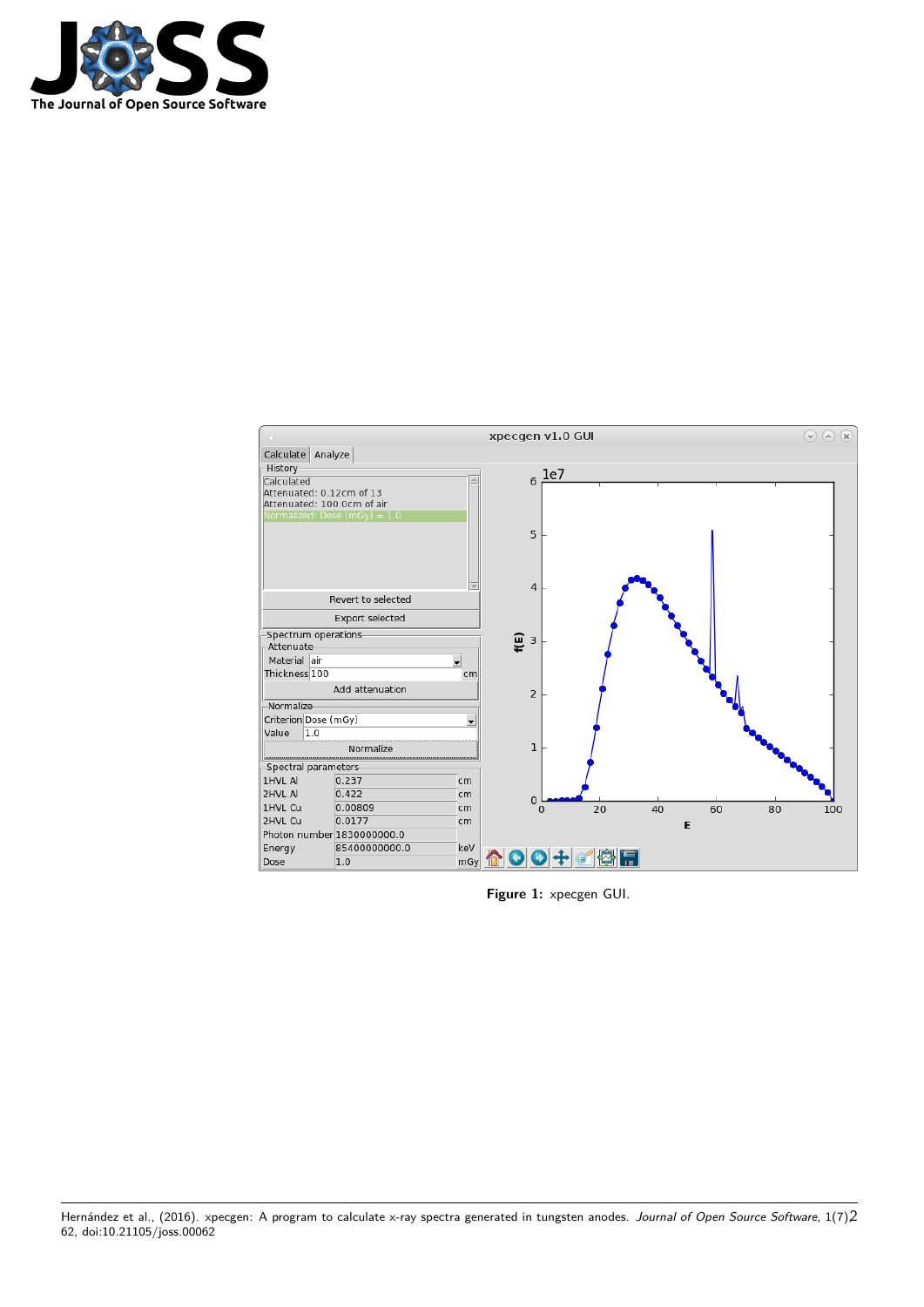**Figure 1:** xpecgen GUI.